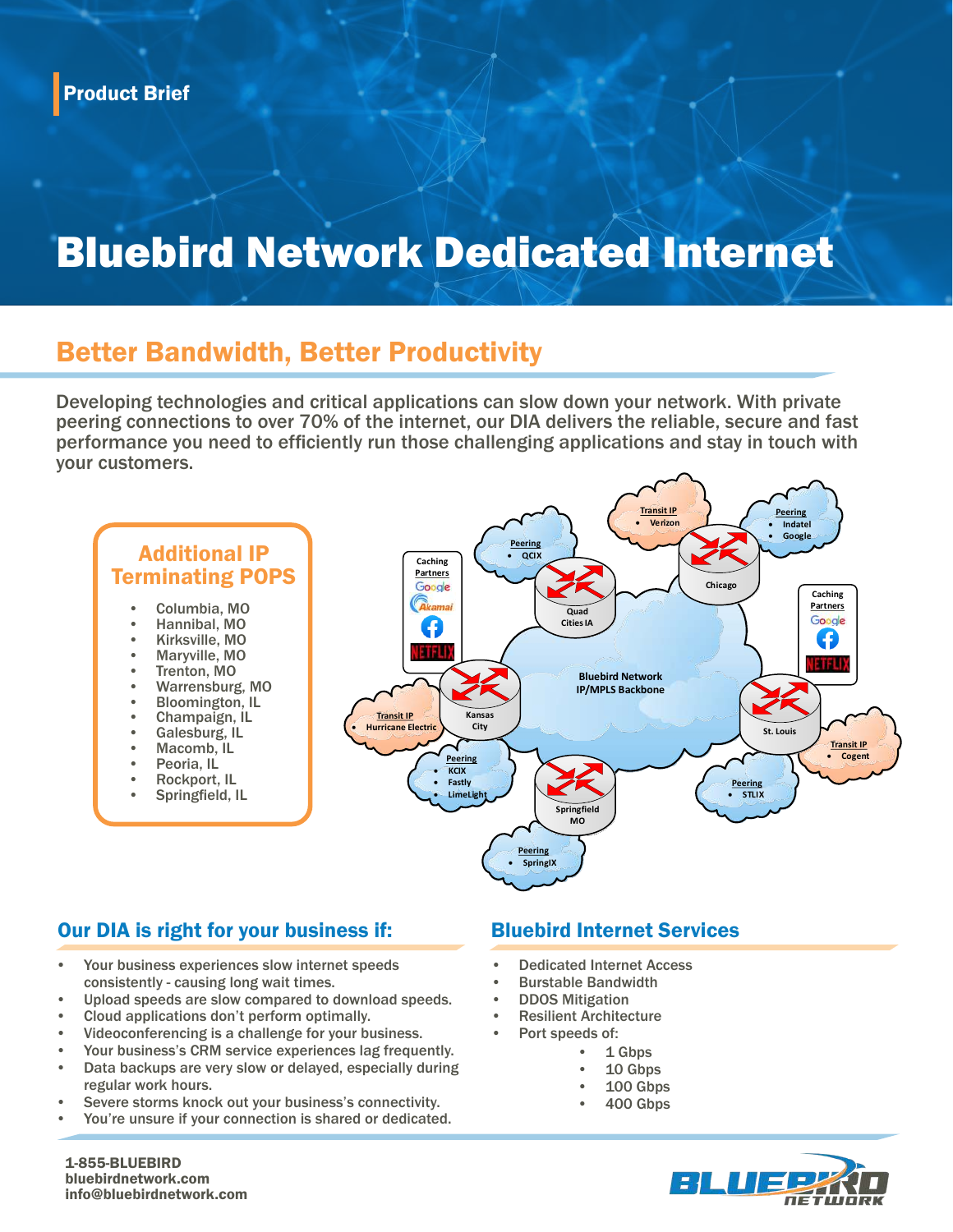Product Brief

# Bluebird Network Dedicated Internet

## Better Bandwidth, Better Productivity

Developing technologies and critical applications can slow down your network. With private peering connections to over 70% of the internet, our DIA delivers the reliable, secure and fast performance you need to efficiently run those challenging applications and stay in touch with your customers.

### Additional IP Terminating POPS

- Columbia, MO
- Hannibal, MO
- Kirksville, MO
- Maryville, MO
- Trenton, MO
- Warrensburg, MO
- Bloomington, IL
- Champaign, IL
- Galesburg, IL
- Macomb, IL
- Peoria, IL
- Rockport, IL
- Springfield, IL

Bluebird Network IP/MPLS Backbone

- Chicago
  - Transit IP: Verizon
  - Peering: Indatel, Google
- Quad Cities IA
  - Peering: QCIX
  - Caching Partners: Google, Akamai, Facebook, Netflix
- Kansas City
  - Transit IP: Hurricane Electric
  - Peering: KCIX, Fastly, LimeLight
- St. Louis
  - Caching Partners: Google, Facebook, Netflix
  - Transit IP: Cogent
  - Peering: STLIX
- Springfield MO
  - Peering: SpringIX

## Our DIA is right for your business if:

- Your business experiences slow internet speeds consistently - causing long wait times.
- Upload speeds are slow compared to download speeds.
- Cloud applications don't perform optimally.
- Videoconferencing is a challenge for your business.
- Your business's CRM service experiences lag frequently.
- Data backups are very slow or delayed, especially during regular work hours.
- Severe storms knock out your business's connectivity.
- You're unsure if your connection is shared or dedicated.

## Bluebird Internet Services

- Dedicated Internet Access
- Burstable Bandwidth
- DDOS Mitigation
- Resilient Architecture
- Port speeds of:
  - 1 Gbps
  - 10 Gbps
  - 100 Gbps
  - 400 Gbps

**1-855-BLUEBIRD**
**bluebirdnetwork.com**
**info@bluebirdnetwork.com**

BLUEBIRD NETWORK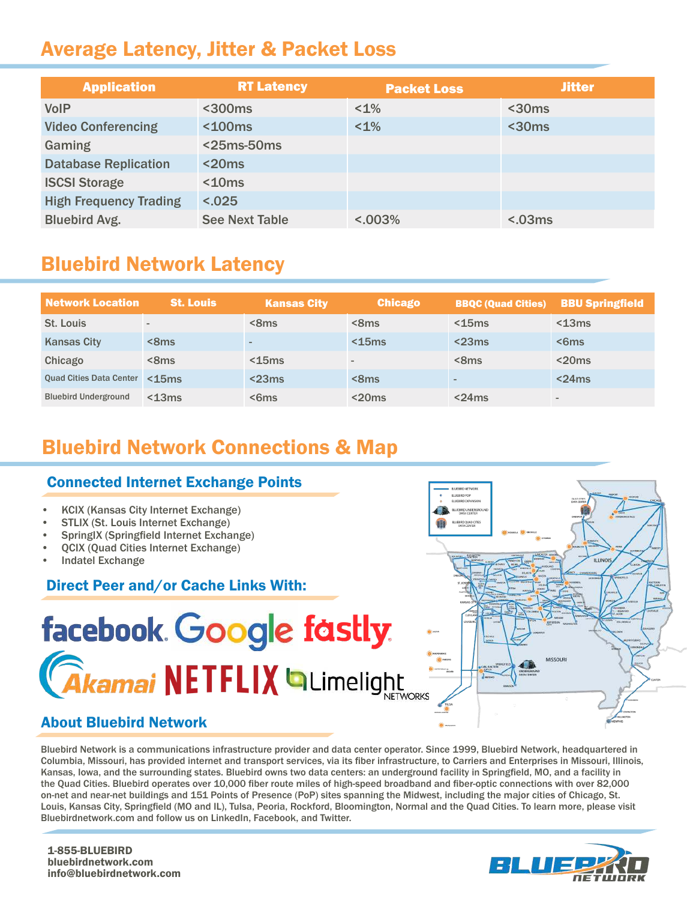## Average Latency, Jitter & Packet Loss

| Application | RT Latency | Packet Loss | Jitter |
|---|---|---|---|
| VoIP | <300ms | <1% | <30ms |
| Video Conferencing | <100ms | <1% | <30ms |
| Gaming | <25ms-50ms | | |
| Database Replication | <20ms | | |
| ISCSI Storage | <10ms | | |
| High Frequency Trading | <.025 | | |
| Bluebird Avg. | See Next Table | <.003% | <.03ms |

## Bluebird Network Latency

| Network Location | St. Louis | Kansas City | Chicago | BBQC (Quad Cities) | BBU Springfield |
|---|---|---|---|---|---|
| St. Louis | - | <8ms | <8ms | <15ms | <13ms |
| Kansas City | <8ms | - | <15ms | <23ms | <6ms |
| Chicago | <8ms | <15ms | - | <8ms | <20ms |
| Quad Cities Data Center | <15ms | <23ms | <8ms | - | <24ms |
| Bluebird Underground | <13ms | <6ms | <20ms | <24ms | - |

## Bluebird Network Connections & Map

### Connected Internet Exchange Points

- KCIX (Kansas City Internet Exchange)
- STLIX (St. Louis Internet Exchange)
- SpringIX (Springfield Internet Exchange)
- QCIX (Quad Cities Internet Exchange)
- Indatel Exchange

### Direct Peer and/or Cache Links With:

facebook Google fastly Akamai NETFLIX Limelight NETWORKS

### About Bluebird Network

Bluebird Network is a communications infrastructure provider and data center operator. Since 1999, Bluebird Network, headquartered in Columbia, Missouri, has provided internet and transport services, via its fiber infrastructure, to Carriers and Enterprises in Missouri, Illinois, Kansas, Iowa, and the surrounding states. Bluebird owns two data centers: an underground facility in Springfield, MO, and a facility in the Quad Cities. Bluebird operates over 10,000 fiber route miles of high-speed broadband and fiber-optic connections with over 82,000 on-net and near-net buildings and 151 Points of Presence (PoP) sites spanning the Midwest, including the major cities of Chicago, St. Louis, Kansas City, Springfield (MO and IL), Tulsa, Peoria, Rockford, Bloomington, Normal and the Quad Cities. To learn more, please visit Bluebirdnetwork.com and follow us on LinkedIn, Facebook, and Twitter.

**1-855-BLUEBIRD**
**bluebirdnetwork.com**
**info@bluebirdnetwork.com**

BLUEBIRD NETWORK